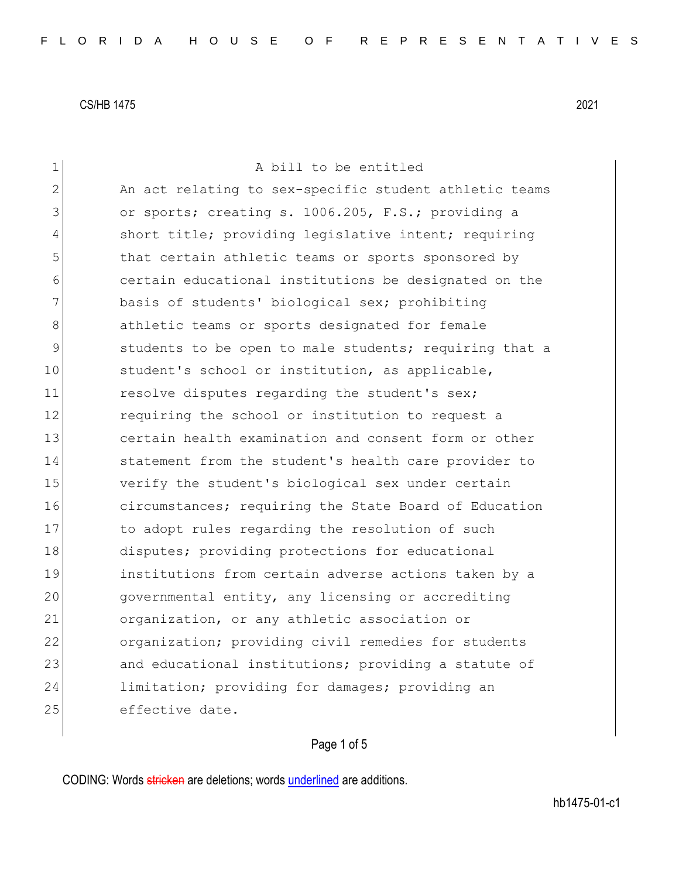FLORIDA HOUSE OF REPRESENTATIVES

CS/HB 1475 2021

A bill to be entitled

An act relating to sex-specific student athletic teams or sports; creating s. 1006.205, F.S.; providing a short title; providing legislative intent; requiring that certain athletic teams or sports sponsored by certain educational institutions be designated on the basis of students' biological sex; prohibiting athletic teams or sports designated for female students to be open to male students; requiring that a student's school or institution, as applicable, resolve disputes regarding the student's sex; requiring the school or institution to request a certain health examination and consent form or other statement from the student's health care provider to verify the student's biological sex under certain circumstances; requiring the State Board of Education to adopt rules regarding the resolution of such disputes; providing protections for educational institutions from certain adverse actions taken by a governmental entity, any licensing or accrediting organization, or any athletic association or organization; providing civil remedies for students and educational institutions; providing a statute of limitation; providing for damages; providing an effective date.

CODING: Words stricken are deletions; words underlined are additions.

hb1475-01-c1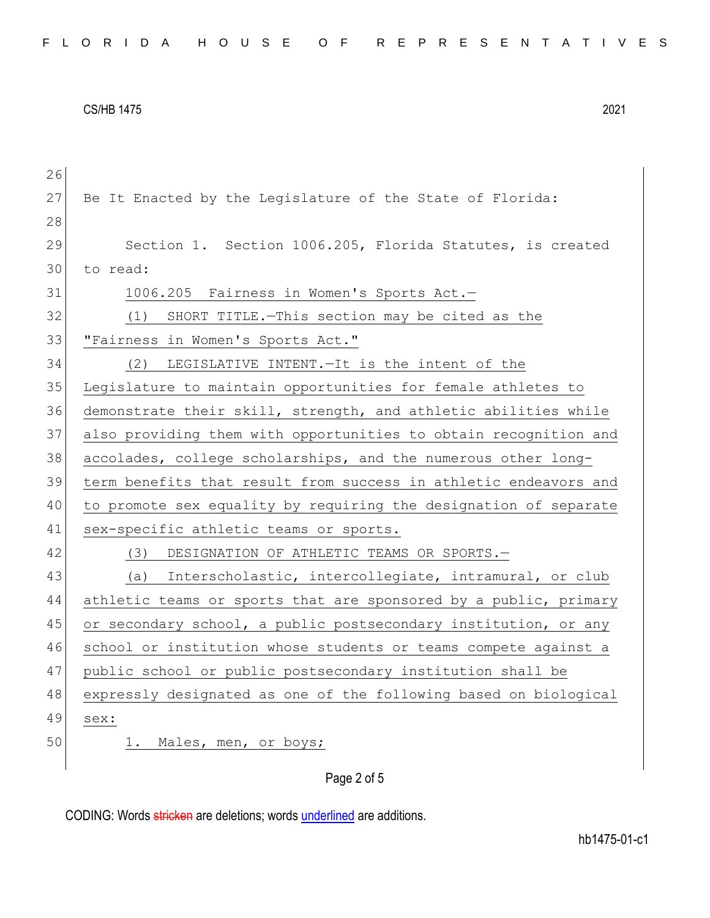Be It Enacted by the Legislature of the State of Florida:

Section 1. Section 1006.205, Florida Statutes, is created to read:

1006.205 Fairness in Women's Sports Act.—

(1) SHORT TITLE.—This section may be cited as the "Fairness in Women's Sports Act."

(2) LEGISLATIVE INTENT.—It is the intent of the Legislature to maintain opportunities for female athletes to demonstrate their skill, strength, and athletic abilities while also providing them with opportunities to obtain recognition and accolades, college scholarships, and the numerous other long-term benefits that result from success in athletic endeavors and to promote sex equality by requiring the designation of separate sex-specific athletic teams or sports.

(3) DESIGNATION OF ATHLETIC TEAMS OR SPORTS.—

(a) Interscholastic, intercollegiate, intramural, or club athletic teams or sports that are sponsored by a public, primary or secondary school, a public postsecondary institution, or any school or institution whose students or teams compete against a public school or public postsecondary institution shall be expressly designated as one of the following based on biological sex:

1. Males, men, or boys;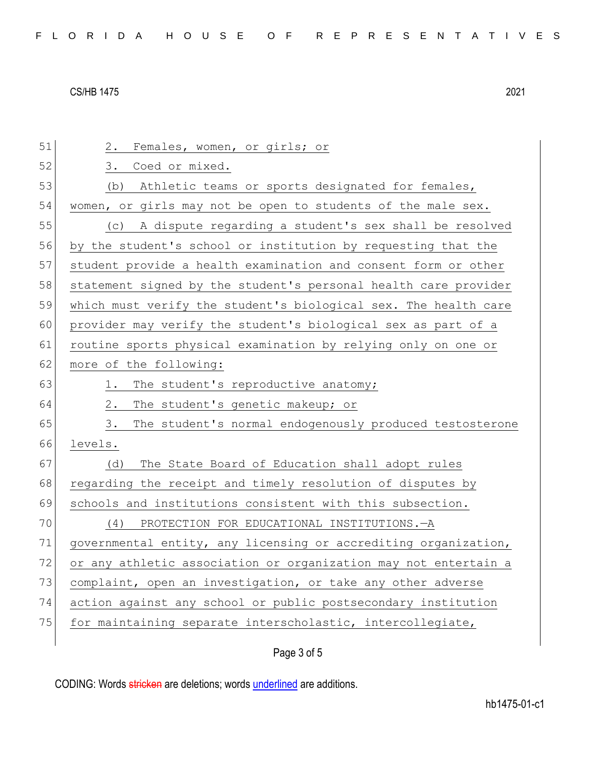2. Females, women, or girls; or

3. Coed or mixed.

(b) Athletic teams or sports designated for females, women, or girls may not be open to students of the male sex.

(c) A dispute regarding a student's sex shall be resolved by the student's school or institution by requesting that the student provide a health examination and consent form or other statement signed by the student's personal health care provider which must verify the student's biological sex. The health care provider may verify the student's biological sex as part of a routine sports physical examination by relying only on one or more of the following:

1. The student's reproductive anatomy;

2. The student's genetic makeup; or

3. The student's normal endogenously produced testosterone levels.

(d) The State Board of Education shall adopt rules regarding the receipt and timely resolution of disputes by schools and institutions consistent with this subsection.

(4) PROTECTION FOR EDUCATIONAL INSTITUTIONS.—A governmental entity, any licensing or accrediting organization, or any athletic association or organization may not entertain a complaint, open an investigation, or take any other adverse action against any school or public postsecondary institution for maintaining separate interscholastic, intercollegiate,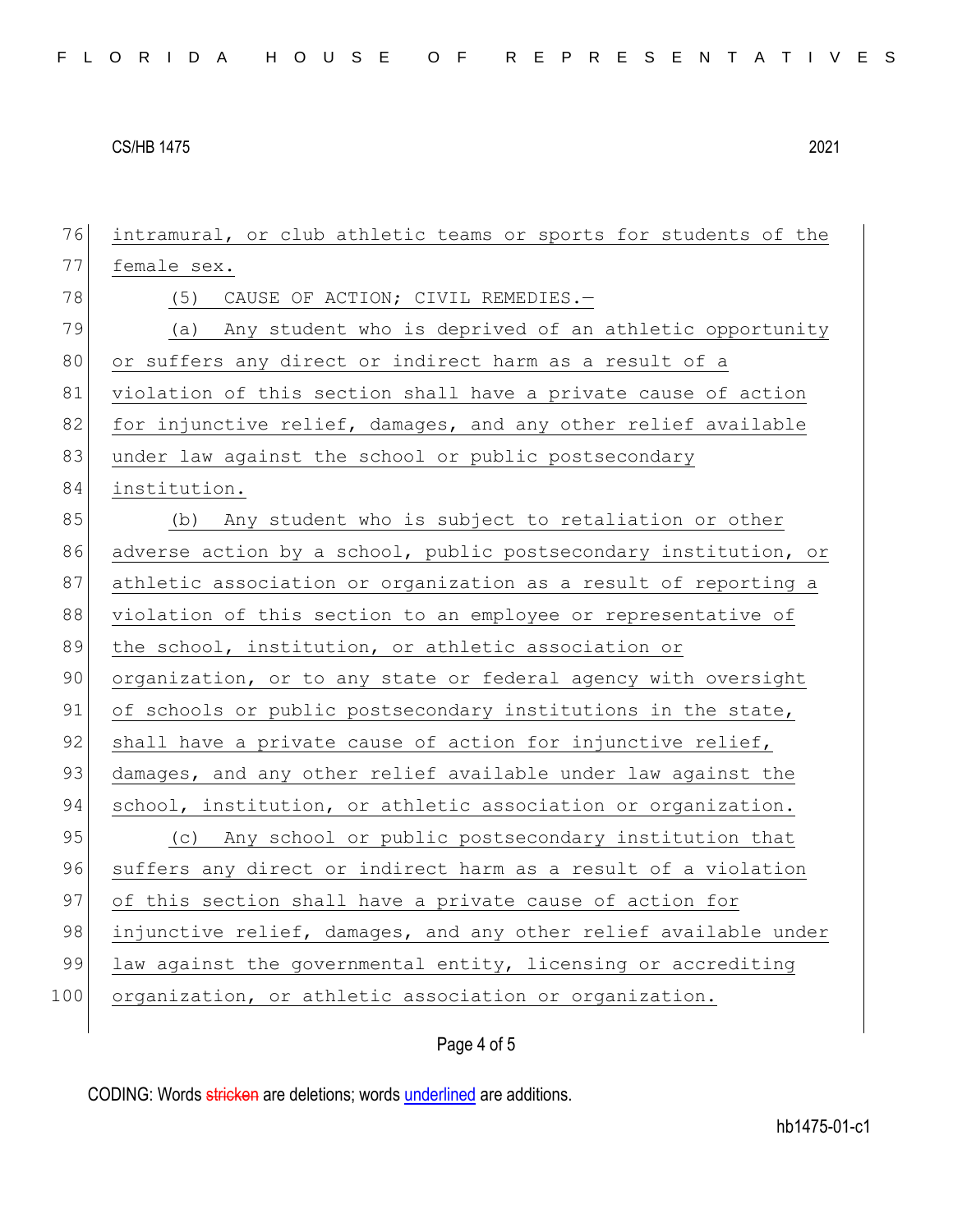intramural, or club athletic teams or sports for students of the female sex.

(5) CAUSE OF ACTION; CIVIL REMEDIES.—

(a) Any student who is deprived of an athletic opportunity or suffers any direct or indirect harm as a result of a violation of this section shall have a private cause of action for injunctive relief, damages, and any other relief available under law against the school or public postsecondary institution.

(b) Any student who is subject to retaliation or other adverse action by a school, public postsecondary institution, or athletic association or organization as a result of reporting a violation of this section to an employee or representative of the school, institution, or athletic association or organization, or to any state or federal agency with oversight of schools or public postsecondary institutions in the state, shall have a private cause of action for injunctive relief, damages, and any other relief available under law against the school, institution, or athletic association or organization.

(c) Any school or public postsecondary institution that suffers any direct or indirect harm as a result of a violation of this section shall have a private cause of action for injunctive relief, damages, and any other relief available under law against the governmental entity, licensing or accrediting organization, or athletic association or organization.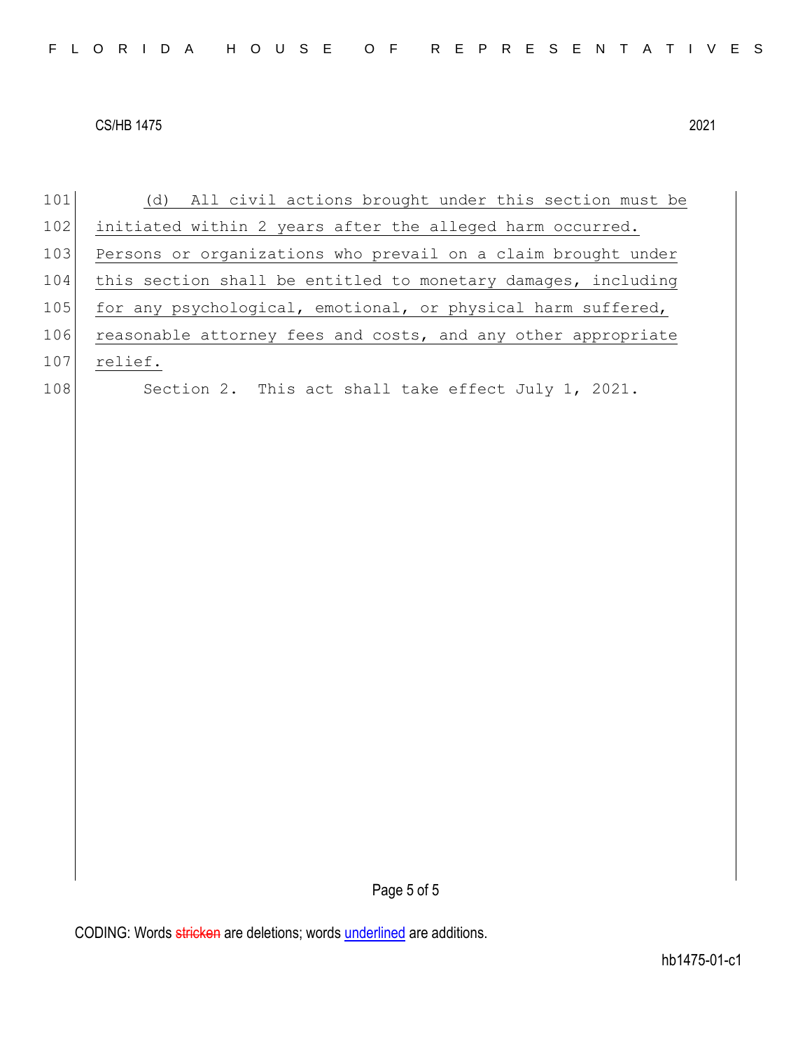CS/HB 1475 2021

101 (d) All civil actions brought under this section must be
102 initiated within 2 years after the alleged harm occurred.
103 Persons or organizations who prevail on a claim brought under
104 this section shall be entitled to monetary damages, including
105 for any psychological, emotional, or physical harm suffered,
106 reasonable attorney fees and costs, and any other appropriate
107 relief.
108 Section 2. This act shall take effect July 1, 2021.

CODING: Words stricken are deletions; words underlined are additions.

hb1475-01-c1